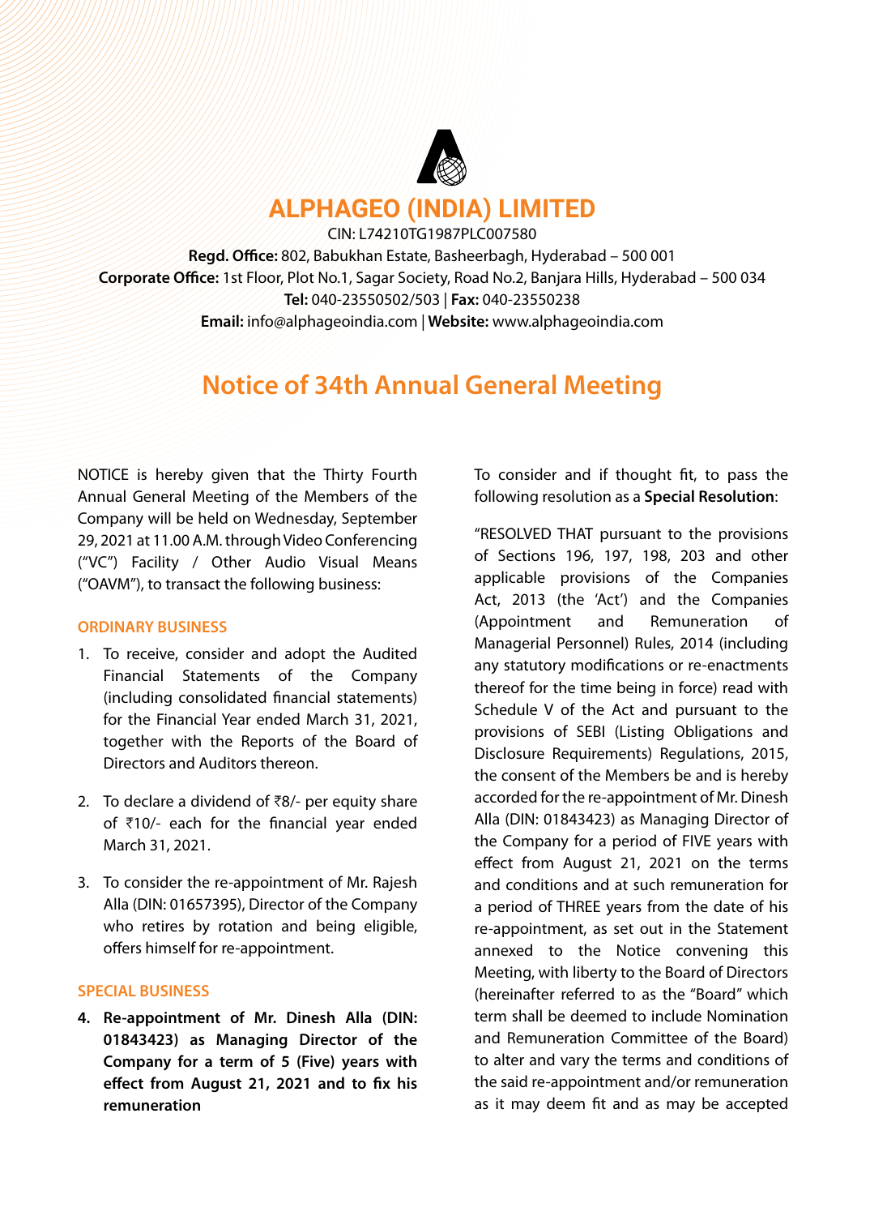# ALPHAGEO (INDIA) LIMITED

CIN: L74210TG1987PLC007580

**Regd. Office:** 802, Babukhan Estate, Basheerbagh, Hyderabad – 500 001

**Corporate Office:** 1st Floor, Plot No.1, Sagar Society, Road No.2, Banjara Hills, Hyderabad – 500 034

**Tel:** 040-23550502/503 | **Fax:** 040-23550238

**Email:** info@alphageoindia.com | **Website:** www.alphageoindia.com

## Notice of 34th Annual General Meeting

NOTICE is hereby given that the Thirty Fourth Annual General Meeting of the Members of the Company will be held on Wednesday, September 29, 2021 at 11.00 A.M. through Video Conferencing ("VC") Facility / Other Audio Visual Means ("OAVM"), to transact the following business:

### ORDINARY BUSINESS

1. To receive, consider and adopt the Audited Financial Statements of the Company (including consolidated financial statements) for the Financial Year ended March 31, 2021, together with the Reports of the Board of Directors and Auditors thereon.

2. To declare a dividend of ₹8/- per equity share of ₹10/- each for the financial year ended March 31, 2021.

3. To consider the re-appointment of Mr. Rajesh Alla (DIN: 01657395), Director of the Company who retires by rotation and being eligible, offers himself for re-appointment.

### SPECIAL BUSINESS

**4. Re-appointment of Mr. Dinesh Alla (DIN: 01843423) as Managing Director of the Company for a term of 5 (Five) years with effect from August 21, 2021 and to fix his remuneration**

To consider and if thought fit, to pass the following resolution as a **Special Resolution**:

"RESOLVED THAT pursuant to the provisions of Sections 196, 197, 198, 203 and other applicable provisions of the Companies Act, 2013 (the 'Act') and the Companies (Appointment and Remuneration of Managerial Personnel) Rules, 2014 (including any statutory modifications or re-enactments thereof for the time being in force) read with Schedule V of the Act and pursuant to the provisions of SEBI (Listing Obligations and Disclosure Requirements) Regulations, 2015, the consent of the Members be and is hereby accorded for the re-appointment of Mr. Dinesh Alla (DIN: 01843423) as Managing Director of the Company for a period of FIVE years with effect from August 21, 2021 on the terms and conditions and at such remuneration for a period of THREE years from the date of his re-appointment, as set out in the Statement annexed to the Notice convening this Meeting, with liberty to the Board of Directors (hereinafter referred to as the "Board" which term shall be deemed to include Nomination and Remuneration Committee of the Board) to alter and vary the terms and conditions of the said re-appointment and/or remuneration as it may deem fit and as may be accepted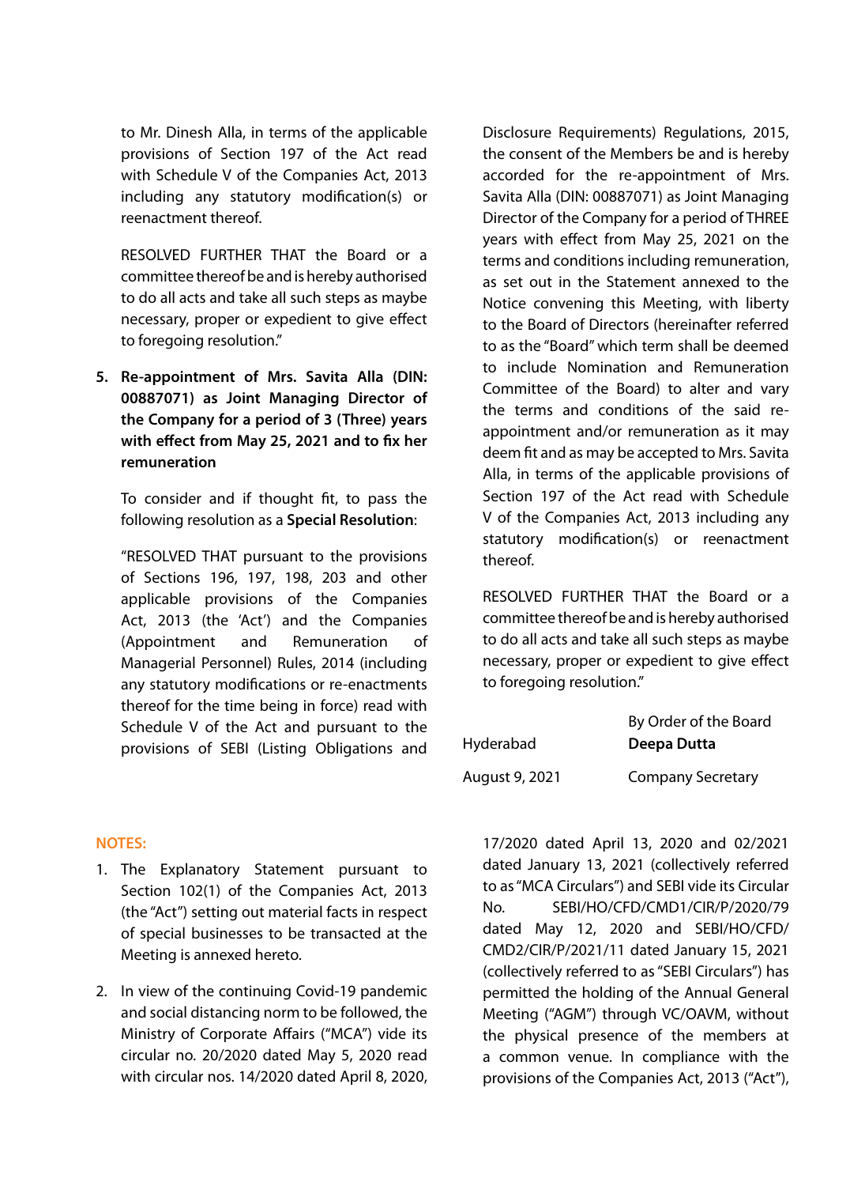to Mr. Dinesh Alla, in terms of the applicable provisions of Section 197 of the Act read with Schedule V of the Companies Act, 2013 including any statutory modification(s) or reenactment thereof.

RESOLVED FURTHER THAT the Board or a committee thereof be and is hereby authorised to do all acts and take all such steps as maybe necessary, proper or expedient to give effect to foregoing resolution."

5. **Re-appointment of Mrs. Savita Alla (DIN: 00887071) as Joint Managing Director of the Company for a period of 3 (Three) years with effect from May 25, 2021 and to fix her remuneration**

   To consider and if thought fit, to pass the following resolution as a **Special Resolution**:

   "RESOLVED THAT pursuant to the provisions of Sections 196, 197, 198, 203 and other applicable provisions of the Companies Act, 2013 (the 'Act') and the Companies (Appointment and Remuneration of Managerial Personnel) Rules, 2014 (including any statutory modifications or re-enactments thereof for the time being in force) read with Schedule V of the Act and pursuant to the provisions of SEBI (Listing Obligations and Disclosure Requirements) Regulations, 2015, the consent of the Members be and is hereby accorded for the re-appointment of Mrs. Savita Alla (DIN: 00887071) as Joint Managing Director of the Company for a period of THREE years with effect from May 25, 2021 on the terms and conditions including remuneration, as set out in the Statement annexed to the Notice convening this Meeting, with liberty to the Board of Directors (hereinafter referred to as the "Board" which term shall be deemed to include Nomination and Remuneration Committee of the Board) to alter and vary the terms and conditions of the said re-appointment and/or remuneration as it may deem fit and as may be accepted to Mrs. Savita Alla, in terms of the applicable provisions of Section 197 of the Act read with Schedule V of the Companies Act, 2013 including any statutory modification(s) or reenactment thereof.

   RESOLVED FURTHER THAT the Board or a committee thereof be and is hereby authorised to do all acts and take all such steps as maybe necessary, proper or expedient to give effect to foregoing resolution."

By Order of the Board

Hyderabad **Deepa Dutta**

August 9, 2021 Company Secretary

## NOTES:

1. The Explanatory Statement pursuant to Section 102(1) of the Companies Act, 2013 (the "Act") setting out material facts in respect of special businesses to be transacted at the Meeting is annexed hereto.

2. In view of the continuing Covid-19 pandemic and social distancing norm to be followed, the Ministry of Corporate Affairs ("MCA") vide its circular no. 20/2020 dated May 5, 2020 read with circular nos. 14/2020 dated April 8, 2020, 17/2020 dated April 13, 2020 and 02/2021 dated January 13, 2021 (collectively referred to as "MCA Circulars") and SEBI vide its Circular No. SEBI/HO/CFD/CMD1/CIR/P/2020/79 dated May 12, 2020 and SEBI/HO/CFD/CMD2/CIR/P/2021/11 dated January 15, 2021 (collectively referred to as "SEBI Circulars") has permitted the holding of the Annual General Meeting ("AGM") through VC/OAVM, without the physical presence of the members at a common venue. In compliance with the provisions of the Companies Act, 2013 ("Act"),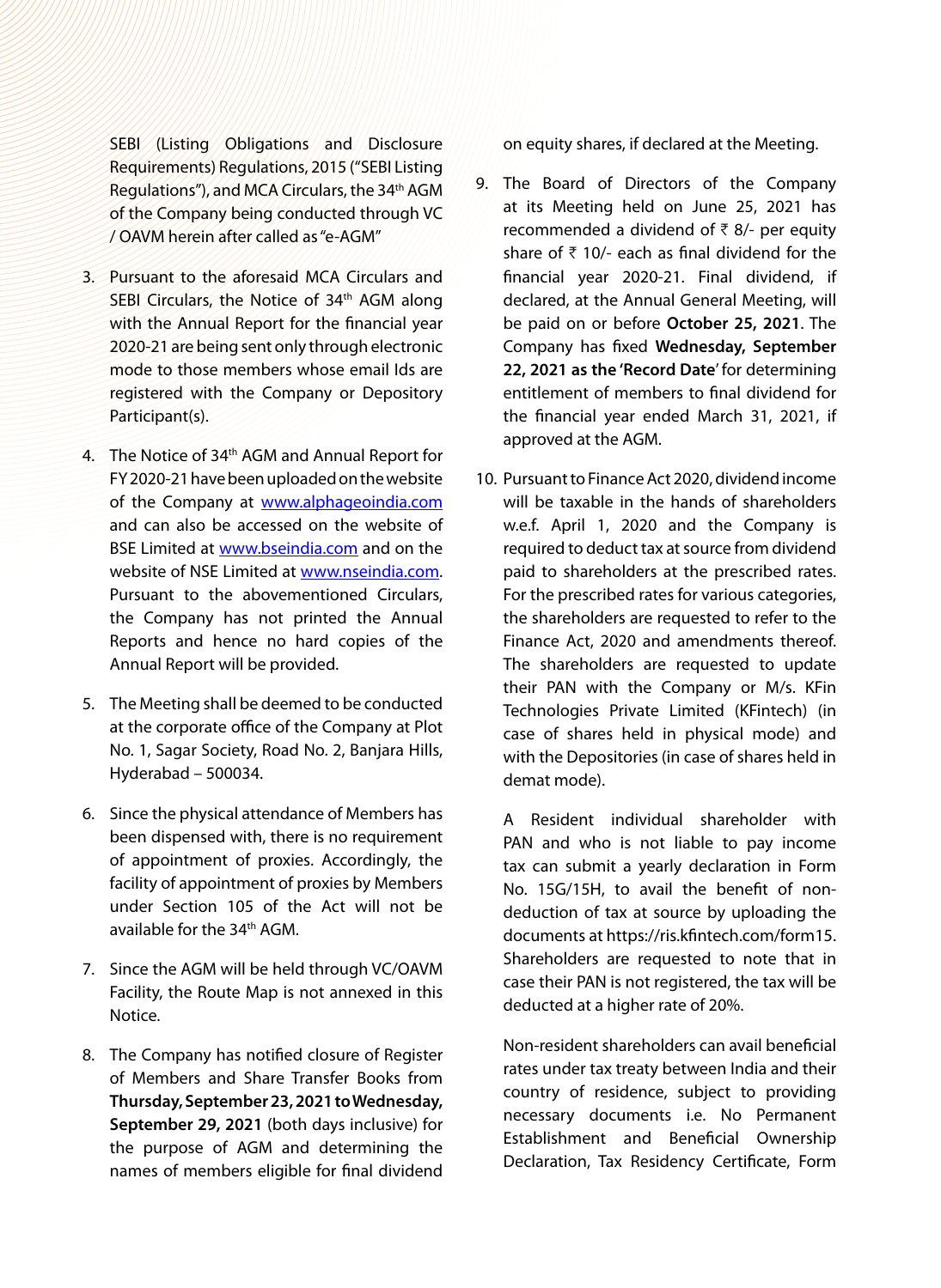SEBI (Listing Obligations and Disclosure Requirements) Regulations, 2015 ("SEBI Listing Regulations"), and MCA Circulars, the 34th AGM of the Company being conducted through VC / OAVM herein after called as "e-AGM"

3. Pursuant to the aforesaid MCA Circulars and SEBI Circulars, the Notice of 34th AGM along with the Annual Report for the financial year 2020-21 are being sent only through electronic mode to those members whose email Ids are registered with the Company or Depository Participant(s).

4. The Notice of 34th AGM and Annual Report for FY 2020-21 have been uploaded on the website of the Company at www.alphageoindia.com and can also be accessed on the website of BSE Limited at www.bseindia.com and on the website of NSE Limited at www.nseindia.com. Pursuant to the abovementioned Circulars, the Company has not printed the Annual Reports and hence no hard copies of the Annual Report will be provided.

5. The Meeting shall be deemed to be conducted at the corporate office of the Company at Plot No. 1, Sagar Society, Road No. 2, Banjara Hills, Hyderabad – 500034.

6. Since the physical attendance of Members has been dispensed with, there is no requirement of appointment of proxies. Accordingly, the facility of appointment of proxies by Members under Section 105 of the Act will not be available for the 34th AGM.

7. Since the AGM will be held through VC/OAVM Facility, the Route Map is not annexed in this Notice.

8. The Company has notified closure of Register of Members and Share Transfer Books from **Thursday, September 23, 2021 to Wednesday, September 29, 2021** (both days inclusive) for the purpose of AGM and determining the names of members eligible for final dividend on equity shares, if declared at the Meeting.

9. The Board of Directors of the Company at its Meeting held on June 25, 2021 has recommended a dividend of ₹ 8/- per equity share of ₹ 10/- each as final dividend for the financial year 2020-21. Final dividend, if declared, at the Annual General Meeting, will be paid on or before **October 25, 2021**. The Company has fixed **Wednesday, September 22, 2021 as the 'Record Date'** for determining entitlement of members to final dividend for the financial year ended March 31, 2021, if approved at the AGM.

10. Pursuant to Finance Act 2020, dividend income will be taxable in the hands of shareholders w.e.f. April 1, 2020 and the Company is required to deduct tax at source from dividend paid to shareholders at the prescribed rates. For the prescribed rates for various categories, the shareholders are requested to refer to the Finance Act, 2020 and amendments thereof. The shareholders are requested to update their PAN with the Company or M/s. KFin Technologies Private Limited (KFintech) (in case of shares held in physical mode) and with the Depositories (in case of shares held in demat mode).

    A Resident individual shareholder with PAN and who is not liable to pay income tax can submit a yearly declaration in Form No. 15G/15H, to avail the benefit of non-deduction of tax at source by uploading the documents at https://ris.kfintech.com/form15. Shareholders are requested to note that in case their PAN is not registered, the tax will be deducted at a higher rate of 20%.

    Non-resident shareholders can avail beneficial rates under tax treaty between India and their country of residence, subject to providing necessary documents i.e. No Permanent Establishment and Beneficial Ownership Declaration, Tax Residency Certificate, Form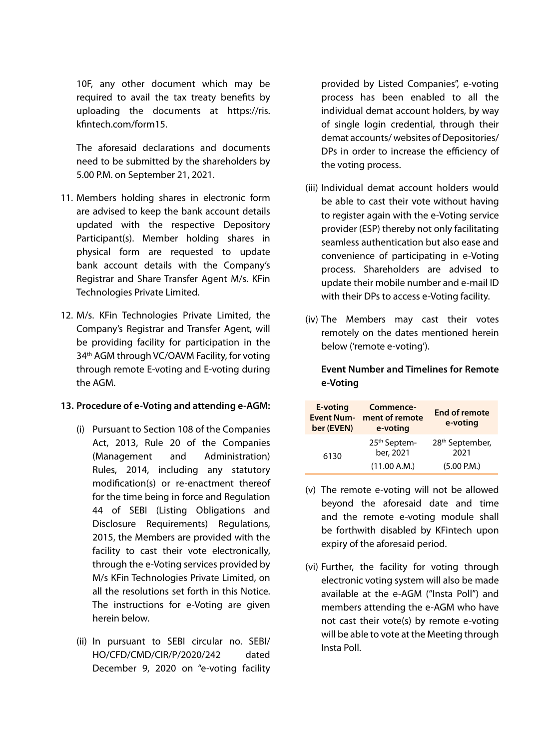10F, any other document which may be required to avail the tax treaty benefits by uploading the documents at https://ris.kfintech.com/form15.

The aforesaid declarations and documents need to be submitted by the shareholders by 5.00 P.M. on September 21, 2021.

11. Members holding shares in electronic form are advised to keep the bank account details updated with the respective Depository Participant(s). Member holding shares in physical form are requested to update bank account details with the Company's Registrar and Share Transfer Agent M/s. KFin Technologies Private Limited.

12. M/s. KFin Technologies Private Limited, the Company's Registrar and Transfer Agent, will be providing facility for participation in the 34th AGM through VC/OAVM Facility, for voting through remote E-voting and E-voting during the AGM.

**13. Procedure of e-Voting and attending e-AGM:**

(i) Pursuant to Section 108 of the Companies Act, 2013, Rule 20 of the Companies (Management and Administration) Rules, 2014, including any statutory modification(s) or re-enactment thereof for the time being in force and Regulation 44 of SEBI (Listing Obligations and Disclosure Requirements) Regulations, 2015, the Members are provided with the facility to cast their vote electronically, through the e-Voting services provided by M/s KFin Technologies Private Limited, on all the resolutions set forth in this Notice. The instructions for e-Voting are given herein below.

(ii) In pursuant to SEBI circular no. SEBI/HO/CFD/CMD/CIR/P/2020/242 dated December 9, 2020 on "e-voting facility provided by Listed Companies", e-voting process has been enabled to all the individual demat account holders, by way of single login credential, through their demat accounts/ websites of Depositories/ DPs in order to increase the efficiency of the voting process.

(iii) Individual demat account holders would be able to cast their vote without having to register again with the e-Voting service provider (ESP) thereby not only facilitating seamless authentication but also ease and convenience of participating in e-Voting process. Shareholders are advised to update their mobile number and e-mail ID with their DPs to access e-Voting facility.

(iv) The Members may cast their votes remotely on the dates mentioned herein below ('remote e-voting').

**Event Number and Timelines for Remote e-Voting**

| E-voting Event Number (EVEN) | Commencement of remote e-voting | End of remote e-voting |
|---|---|---|
| 6130 | 25th September, 2021 (11.00 A.M.) | 28th September, 2021 (5.00 P.M.) |

(v) The remote e-voting will not be allowed beyond the aforesaid date and time and the remote e-voting module shall be forthwith disabled by KFintech upon expiry of the aforesaid period.

(vi) Further, the facility for voting through electronic voting system will also be made available at the e-AGM ("Insta Poll") and members attending the e-AGM who have not cast their vote(s) by remote e-voting will be able to vote at the Meeting through Insta Poll.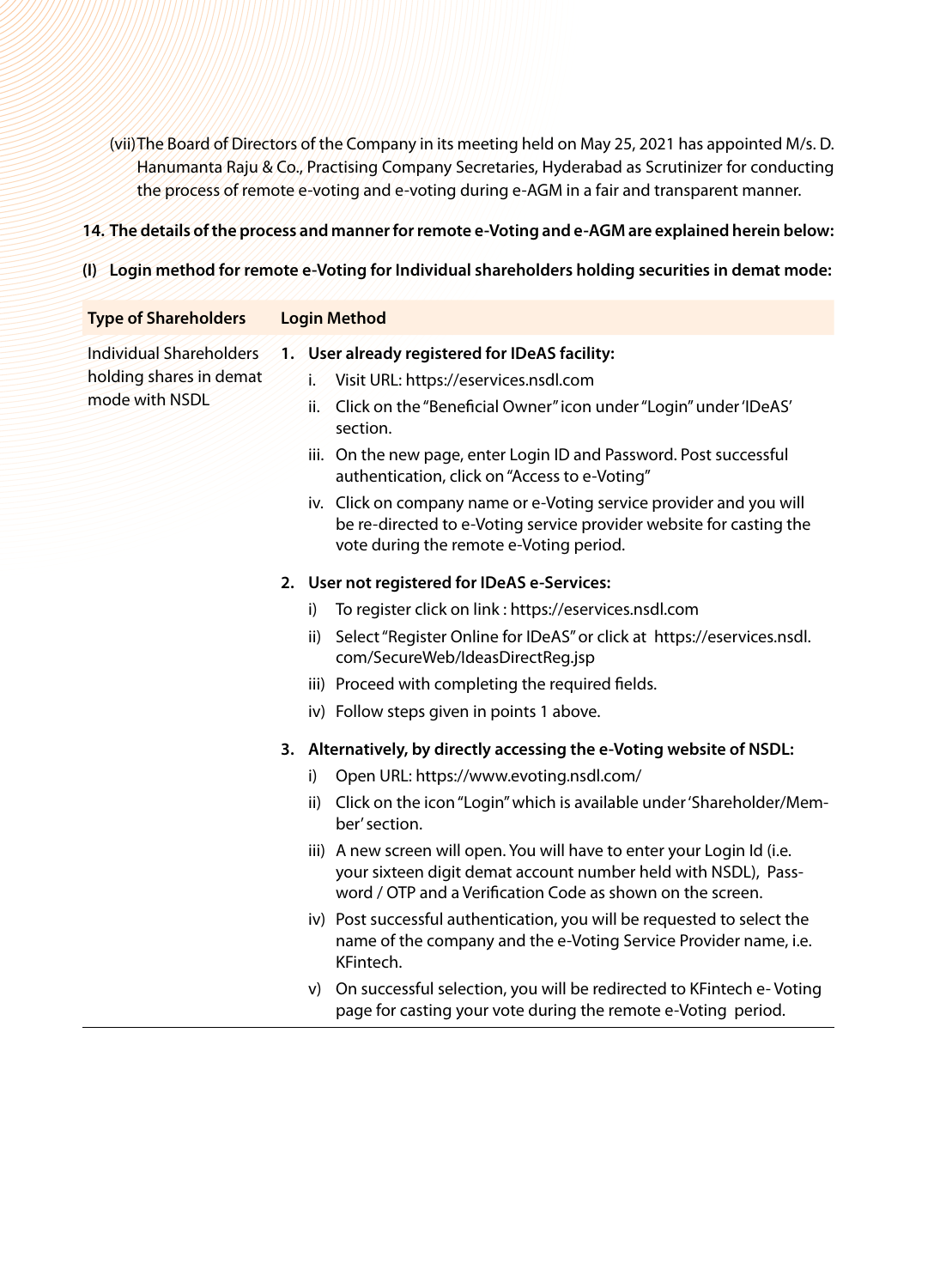(vii) The Board of Directors of the Company in its meeting held on May 25, 2021 has appointed M/s. D. Hanumanta Raju & Co., Practising Company Secretaries, Hyderabad as Scrutinizer for conducting the process of remote e-voting and e-voting during e-AGM in a fair and transparent manner.

**14. The details of the process and manner for remote e-Voting and e-AGM are explained herein below:**

**(I) Login method for remote e-Voting for Individual shareholders holding securities in demat mode:**

| Type of Shareholders | Login Method |
|---|---|
| Individual Shareholders holding shares in demat mode with NSDL | **1. User already registered for IDeAS facility:**<br>i. Visit URL: https://eservices.nsdl.com<br>ii. Click on the "Beneficial Owner" icon under "Login" under 'IDeAS' section.<br>iii. On the new page, enter Login ID and Password. Post successful authentication, click on "Access to e-Voting"<br>iv. Click on company name or e-Voting service provider and you will be re-directed to e-Voting service provider website for casting the vote during the remote e-Voting period.<br><br>**2. User not registered for IDeAS e-Services:**<br>i) To register click on link : https://eservices.nsdl.com<br>ii) Select "Register Online for IDeAS" or click at https://eservices.nsdl.com/SecureWeb/IdeasDirectReg.jsp<br>iii) Proceed with completing the required fields.<br>iv) Follow steps given in points 1 above.<br><br>**3. Alternatively, by directly accessing the e-Voting website of NSDL:**<br>i) Open URL: https://www.evoting.nsdl.com/<br>ii) Click on the icon "Login" which is available under 'Shareholder/Member' section.<br>iii) A new screen will open. You will have to enter your Login Id (i.e. your sixteen digit demat account number held with NSDL), Password / OTP and a Verification Code as shown on the screen.<br>iv) Post successful authentication, you will be requested to select the name of the company and the e-Voting Service Provider name, i.e. KFintech.<br>v) On successful selection, you will be redirected to KFintech e-Voting page for casting your vote during the remote e-Voting period. |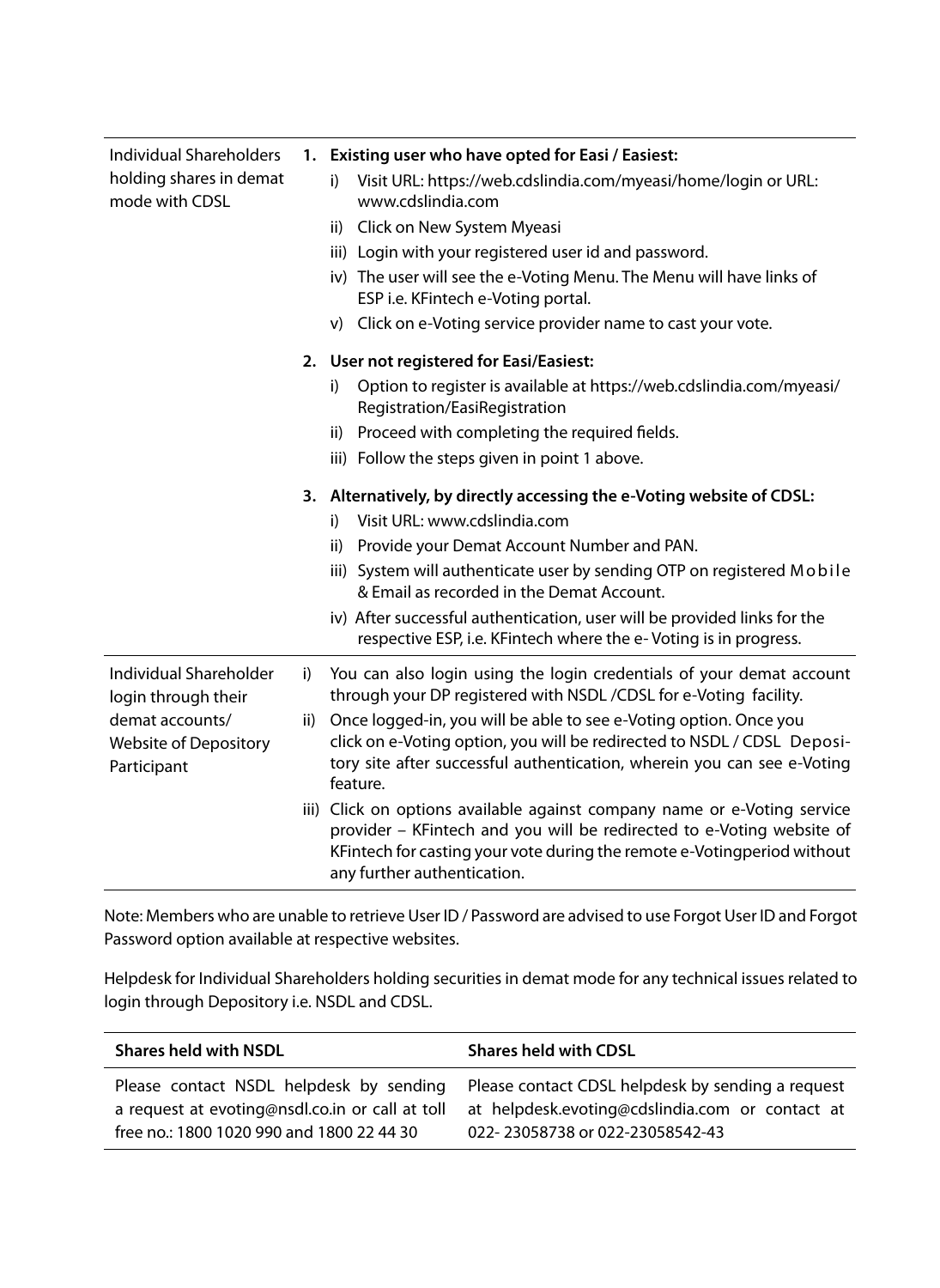| | |
|---|---|
| Individual Shareholders holding shares in demat mode with CDSL | **1. Existing user who have opted for Easi / Easiest:**<br>i) Visit URL: https://web.cdslindia.com/myeasi/home/login or URL: www.cdslindia.com<br>ii) Click on New System Myeasi<br>iii) Login with your registered user id and password.<br>iv) The user will see the e-Voting Menu. The Menu will have links of ESP i.e. KFintech e-Voting portal.<br>v) Click on e-Voting service provider name to cast your vote.<br><br>**2. User not registered for Easi/Easiest:**<br>i) Option to register is available at https://web.cdslindia.com/myeasi/Registration/EasiRegistration<br>ii) Proceed with completing the required fields.<br>iii) Follow the steps given in point 1 above.<br><br>**3. Alternatively, by directly accessing the e-Voting website of CDSL:**<br>i) Visit URL: www.cdslindia.com<br>ii) Provide your Demat Account Number and PAN.<br>iii) System will authenticate user by sending OTP on registered Mobile & Email as recorded in the Demat Account.<br>iv) After successful authentication, user will be provided links for the respective ESP, i.e. KFintech where the e- Voting is in progress. |
| Individual Shareholder login through their demat accounts/ Website of Depository Participant | i) You can also login using the login credentials of your demat account through your DP registered with NSDL /CDSL for e-Voting facility.<br>ii) Once logged-in, you will be able to see e-Voting option. Once you click on e-Voting option, you will be redirected to NSDL / CDSL Depository site after successful authentication, wherein you can see e-Voting feature.<br>iii) Click on options available against company name or e-Voting service provider – KFintech and you will be redirected to e-Voting website of KFintech for casting your vote during the remote e-Votingperiod without any further authentication. |

Note: Members who are unable to retrieve User ID / Password are advised to use Forgot User ID and Forgot Password option available at respective websites.

Helpdesk for Individual Shareholders holding securities in demat mode for any technical issues related to login through Depository i.e. NSDL and CDSL.

| Shares held with NSDL | Shares held with CDSL |
|---|---|
| Please contact NSDL helpdesk by sending a request at evoting@nsdl.co.in or call at toll free no.: 1800 1020 990 and 1800 22 44 30 | Please contact CDSL helpdesk by sending a request at helpdesk.evoting@cdslindia.com or contact at 022- 23058738 or 022-23058542-43 |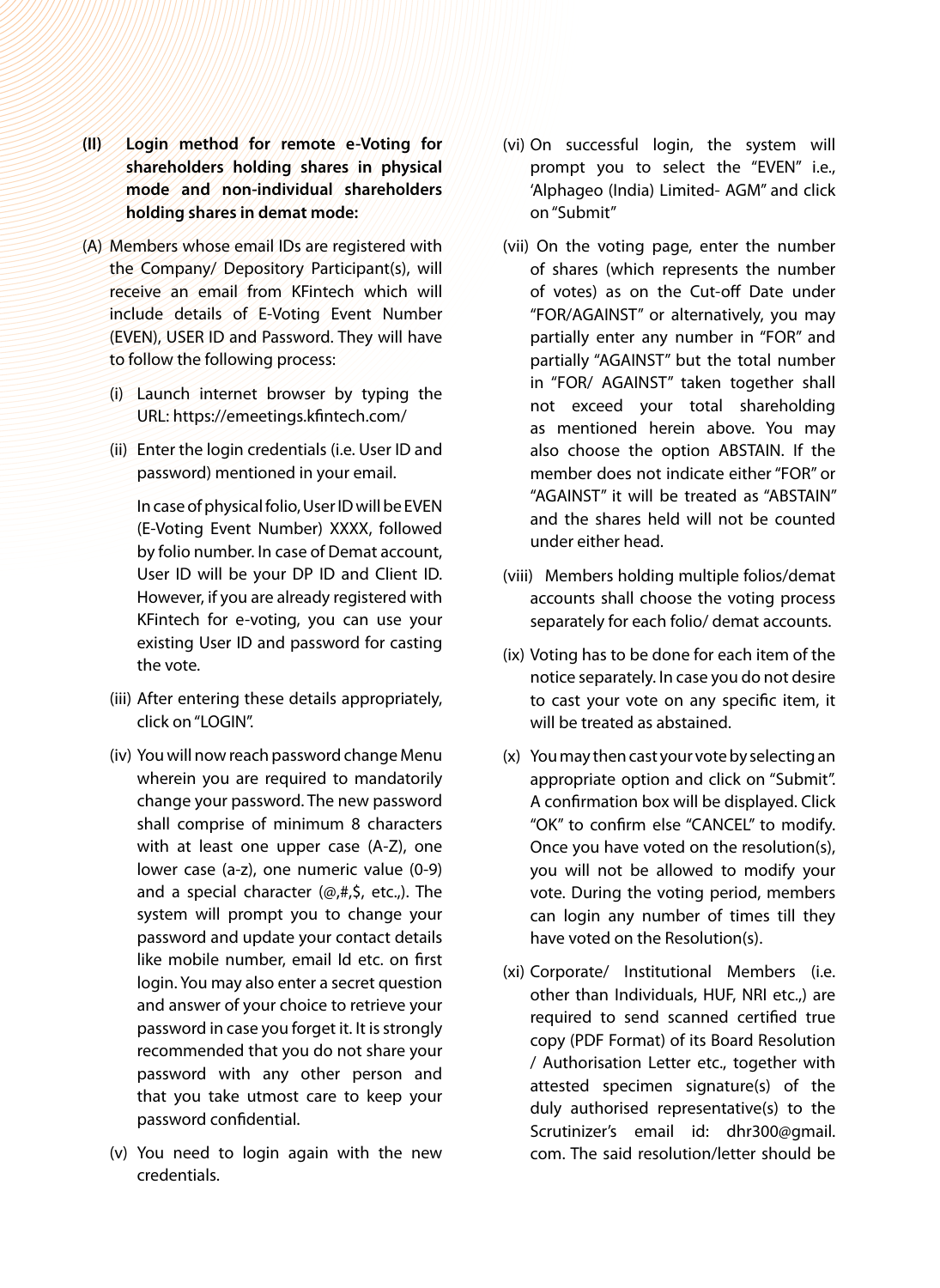**(II) Login method for remote e-Voting for shareholders holding shares in physical mode and non-individual shareholders holding shares in demat mode:**

(A) Members whose email IDs are registered with the Company/ Depository Participant(s), will receive an email from KFintech which will include details of E-Voting Event Number (EVEN), USER ID and Password. They will have to follow the following process:

(i) Launch internet browser by typing the URL: https://emeetings.kfintech.com/

(ii) Enter the login credentials (i.e. User ID and password) mentioned in your email.

In case of physical folio, User ID will be EVEN (E-Voting Event Number) XXXX, followed by folio number. In case of Demat account, User ID will be your DP ID and Client ID. However, if you are already registered with KFintech for e-voting, you can use your existing User ID and password for casting the vote.

(iii) After entering these details appropriately, click on "LOGIN".

(iv) You will now reach password change Menu wherein you are required to mandatorily change your password. The new password shall comprise of minimum 8 characters with at least one upper case (A-Z), one lower case (a-z), one numeric value (0-9) and a special character (@,#,$, etc.,). The system will prompt you to change your password and update your contact details like mobile number, email Id etc. on first login. You may also enter a secret question and answer of your choice to retrieve your password in case you forget it. It is strongly recommended that you do not share your password with any other person and that you take utmost care to keep your password confidential.

(v) You need to login again with the new credentials.

(vi) On successful login, the system will prompt you to select the "EVEN" i.e., 'Alphageo (India) Limited- AGM" and click on "Submit"

(vii) On the voting page, enter the number of shares (which represents the number of votes) as on the Cut-off Date under "FOR/AGAINST" or alternatively, you may partially enter any number in "FOR" and partially "AGAINST" but the total number in "FOR/ AGAINST" taken together shall not exceed your total shareholding as mentioned herein above. You may also choose the option ABSTAIN. If the member does not indicate either "FOR" or "AGAINST" it will be treated as "ABSTAIN" and the shares held will not be counted under either head.

(viii) Members holding multiple folios/demat accounts shall choose the voting process separately for each folio/ demat accounts.

(ix) Voting has to be done for each item of the notice separately. In case you do not desire to cast your vote on any specific item, it will be treated as abstained.

(x) You may then cast your vote by selecting an appropriate option and click on "Submit". A confirmation box will be displayed. Click "OK" to confirm else "CANCEL" to modify. Once you have voted on the resolution(s), you will not be allowed to modify your vote. During the voting period, members can login any number of times till they have voted on the Resolution(s).

(xi) Corporate/ Institutional Members (i.e. other than Individuals, HUF, NRI etc.,) are required to send scanned certified true copy (PDF Format) of its Board Resolution / Authorisation Letter etc., together with attested specimen signature(s) of the duly authorised representative(s) to the Scrutinizer's email id: dhr300@gmail.com. The said resolution/letter should be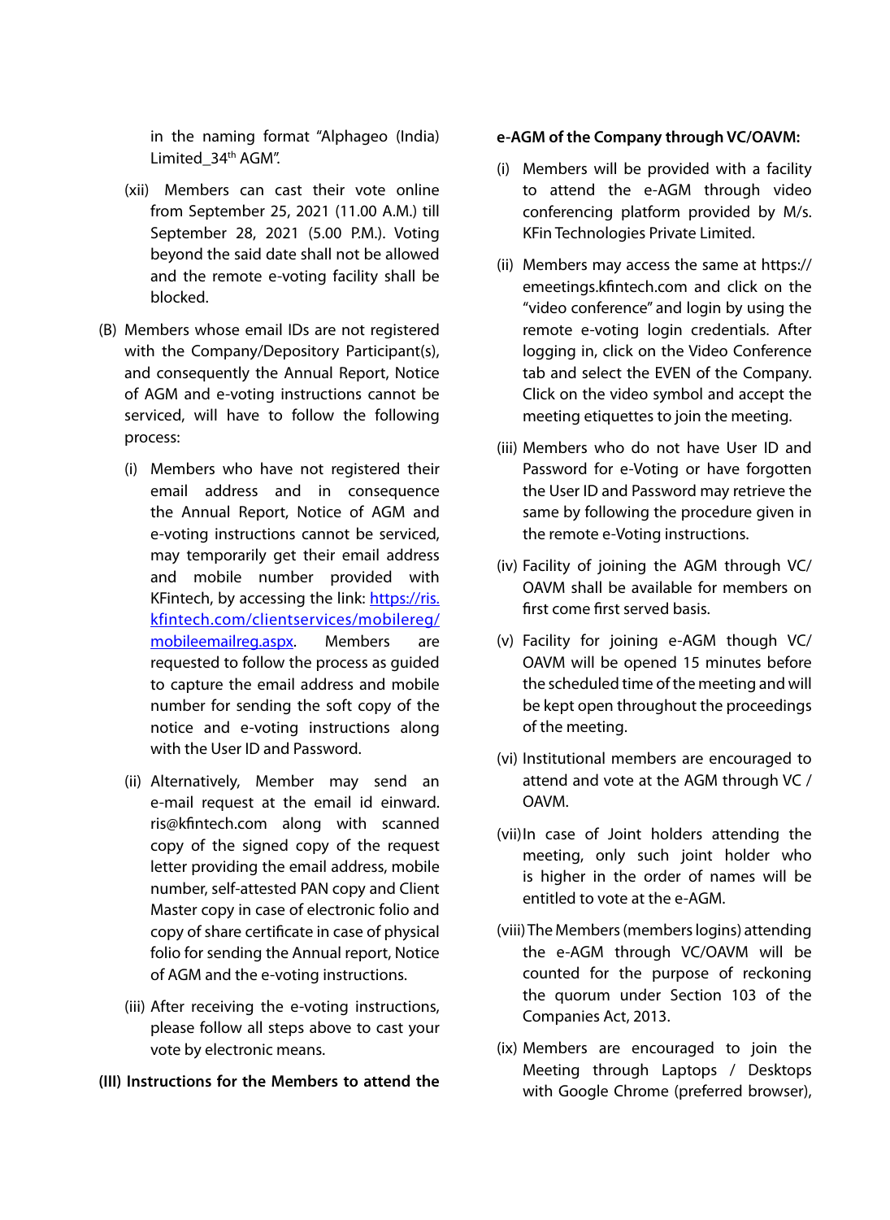in the naming format "Alphageo (India) Limited_34th AGM".

(xii) Members can cast their vote online from September 25, 2021 (11.00 A.M.) till September 28, 2021 (5.00 P.M.). Voting beyond the said date shall not be allowed and the remote e-voting facility shall be blocked.

(B) Members whose email IDs are not registered with the Company/Depository Participant(s), and consequently the Annual Report, Notice of AGM and e-voting instructions cannot be serviced, will have to follow the following process:

(i) Members who have not registered their email address and in consequence the Annual Report, Notice of AGM and e-voting instructions cannot be serviced, may temporarily get their email address and mobile number provided with KFintech, by accessing the link: [https://ris.kfintech.com/clientservices/mobilereg/mobileemailreg.aspx](https://ris.kfintech.com/clientservices/mobilereg/mobileemailreg.aspx). Members are requested to follow the process as guided to capture the email address and mobile number for sending the soft copy of the notice and e-voting instructions along with the User ID and Password.

(ii) Alternatively, Member may send an e-mail request at the email id einward.ris@kfintech.com along with scanned copy of the signed copy of the request letter providing the email address, mobile number, self-attested PAN copy and Client Master copy in case of electronic folio and copy of share certificate in case of physical folio for sending the Annual report, Notice of AGM and the e-voting instructions.

(iii) After receiving the e-voting instructions, please follow all steps above to cast your vote by electronic means.

**(III) Instructions for the Members to attend the e-AGM of the Company through VC/OAVM:**

(i) Members will be provided with a facility to attend the e-AGM through video conferencing platform provided by M/s. KFin Technologies Private Limited.

(ii) Members may access the same at https://emeetings.kfintech.com and click on the "video conference" and login by using the remote e-voting login credentials. After logging in, click on the Video Conference tab and select the EVEN of the Company. Click on the video symbol and accept the meeting etiquettes to join the meeting.

(iii) Members who do not have User ID and Password for e-Voting or have forgotten the User ID and Password may retrieve the same by following the procedure given in the remote e-Voting instructions.

(iv) Facility of joining the AGM through VC/OAVM shall be available for members on first come first served basis.

(v) Facility for joining e-AGM though VC/OAVM will be opened 15 minutes before the scheduled time of the meeting and will be kept open throughout the proceedings of the meeting.

(vi) Institutional members are encouraged to attend and vote at the AGM through VC / OAVM.

(vii) In case of Joint holders attending the meeting, only such joint holder who is higher in the order of names will be entitled to vote at the e-AGM.

(viii) The Members (members logins) attending the e-AGM through VC/OAVM will be counted for the purpose of reckoning the quorum under Section 103 of the Companies Act, 2013.

(ix) Members are encouraged to join the Meeting through Laptops / Desktops with Google Chrome (preferred browser),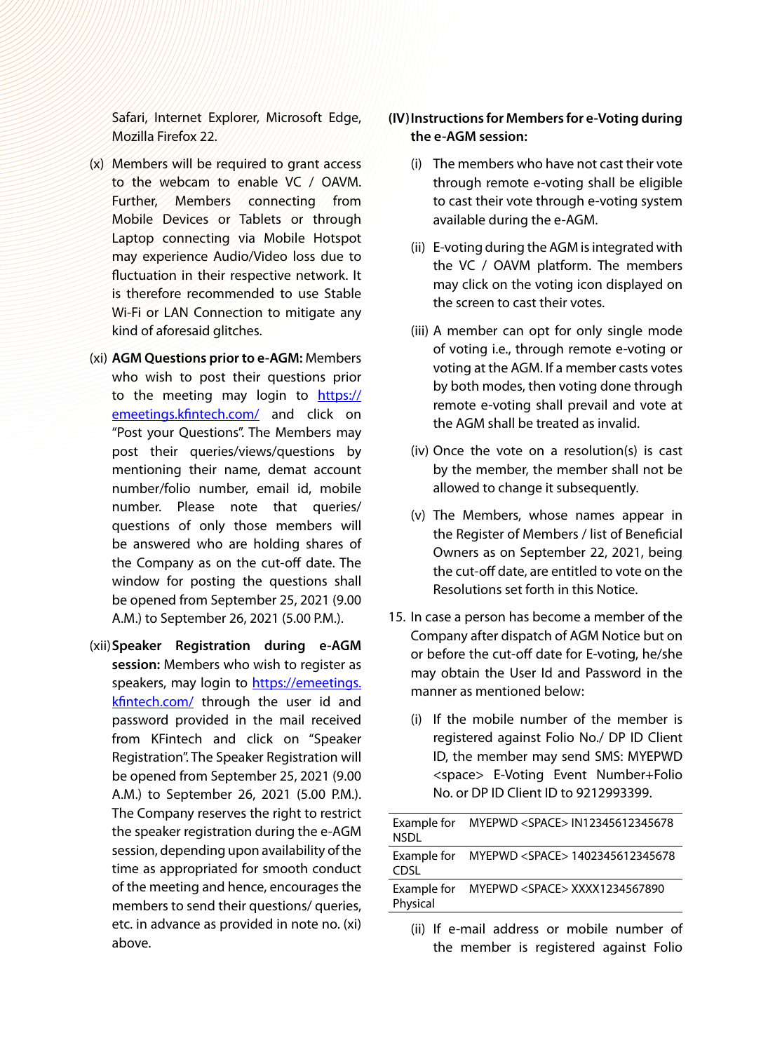Safari, Internet Explorer, Microsoft Edge, Mozilla Firefox 22.

(x) Members will be required to grant access to the webcam to enable VC / OAVM. Further, Members connecting from Mobile Devices or Tablets or through Laptop connecting via Mobile Hotspot may experience Audio/Video loss due to fluctuation in their respective network. It is therefore recommended to use Stable Wi-Fi or LAN Connection to mitigate any kind of aforesaid glitches.

(xi) **AGM Questions prior to e-AGM:** Members who wish to post their questions prior to the meeting may login to https://emeetings.kfintech.com/ and click on "Post your Questions". The Members may post their queries/views/questions by mentioning their name, demat account number/folio number, email id, mobile number. Please note that queries/ questions of only those members will be answered who are holding shares of the Company as on the cut-off date. The window for posting the questions shall be opened from September 25, 2021 (9.00 A.M.) to September 26, 2021 (5.00 P.M.).

(xii) **Speaker Registration during e-AGM session:** Members who wish to register as speakers, may login to https://emeetings.kfintech.com/ through the user id and password provided in the mail received from KFintech and click on "Speaker Registration". The Speaker Registration will be opened from September 25, 2021 (9.00 A.M.) to September 26, 2021 (5.00 P.M.). The Company reserves the right to restrict the speaker registration during the e-AGM session, depending upon availability of the time as appropriated for smooth conduct of the meeting and hence, encourages the members to send their questions/ queries, etc. in advance as provided in note no. (xi) above.

**(IV) Instructions for Members for e-Voting during the e-AGM session:**

(i) The members who have not cast their vote through remote e-voting shall be eligible to cast their vote through e-voting system available during the e-AGM.

(ii) E-voting during the AGM is integrated with the VC / OAVM platform. The members may click on the voting icon displayed on the screen to cast their votes.

(iii) A member can opt for only single mode of voting i.e., through remote e-voting or voting at the AGM. If a member casts votes by both modes, then voting done through remote e-voting shall prevail and vote at the AGM shall be treated as invalid.

(iv) Once the vote on a resolution(s) is cast by the member, the member shall not be allowed to change it subsequently.

(v) The Members, whose names appear in the Register of Members / list of Beneficial Owners as on September 22, 2021, being the cut-off date, are entitled to vote on the Resolutions set forth in this Notice.

15. In case a person has become a member of the Company after dispatch of AGM Notice but on or before the cut-off date for E-voting, he/she may obtain the User Id and Password in the manner as mentioned below:

(i) If the mobile number of the member is registered against Folio No./ DP ID Client ID, the member may send SMS: MYEPWD <space> E-Voting Event Number+Folio No. or DP ID Client ID to 9212993399.

| | |
|---|---|
| Example for NSDL | MYEPWD <SPACE> IN12345612345678 |
| Example for CDSL | MYEPWD <SPACE> 1402345612345678 |
| Example for Physical | MYEPWD <SPACE> XXXX1234567890 |

(ii) If e-mail address or mobile number of the member is registered against Folio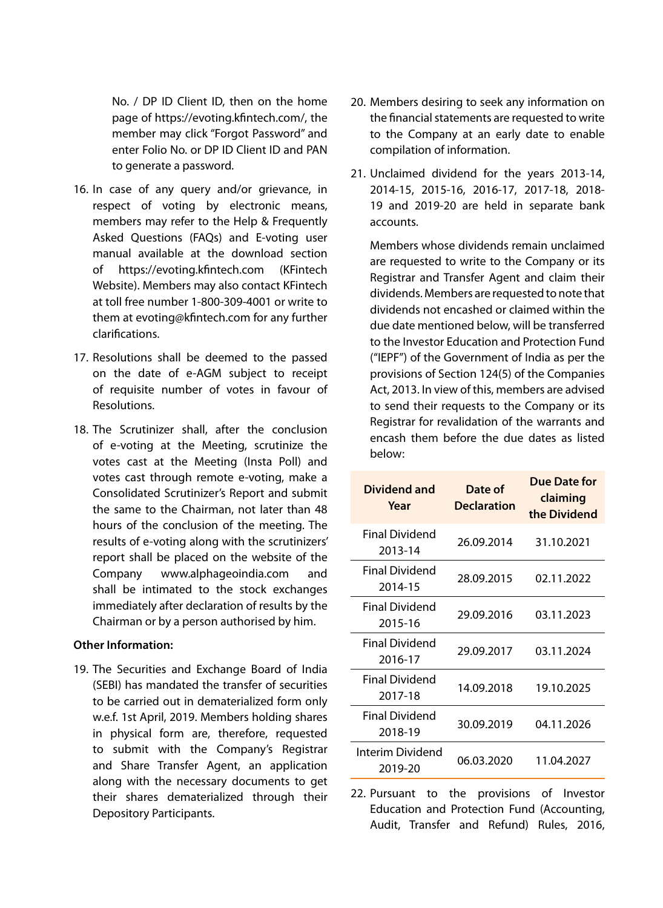No. / DP ID Client ID, then on the home page of https://evoting.kfintech.com/, the member may click "Forgot Password" and enter Folio No. or DP ID Client ID and PAN to generate a password.

16. In case of any query and/or grievance, in respect of voting by electronic means, members may refer to the Help & Frequently Asked Questions (FAQs) and E-voting user manual available at the download section of https://evoting.kfintech.com (KFintech Website). Members may also contact KFintech at toll free number 1-800-309-4001 or write to them at evoting@kfintech.com for any further clarifications.

17. Resolutions shall be deemed to the passed on the date of e-AGM subject to receipt of requisite number of votes in favour of Resolutions.

18. The Scrutinizer shall, after the conclusion of e-voting at the Meeting, scrutinize the votes cast at the Meeting (Insta Poll) and votes cast through remote e-voting, make a Consolidated Scrutinizer's Report and submit the same to the Chairman, not later than 48 hours of the conclusion of the meeting. The results of e-voting along with the scrutinizers' report shall be placed on the website of the Company www.alphageoindia.com and shall be intimated to the stock exchanges immediately after declaration of results by the Chairman or by a person authorised by him.

**Other Information:**

19. The Securities and Exchange Board of India (SEBI) has mandated the transfer of securities to be carried out in dematerialized form only w.e.f. 1st April, 2019. Members holding shares in physical form are, therefore, requested to submit with the Company's Registrar and Share Transfer Agent, an application along with the necessary documents to get their shares dematerialized through their Depository Participants.

20. Members desiring to seek any information on the financial statements are requested to write to the Company at an early date to enable compilation of information.

21. Unclaimed dividend for the years 2013-14, 2014-15, 2015-16, 2016-17, 2017-18, 2018-19 and 2019-20 are held in separate bank accounts.

    Members whose dividends remain unclaimed are requested to write to the Company or its Registrar and Transfer Agent and claim their dividends. Members are requested to note that dividends not encashed or claimed within the due date mentioned below, will be transferred to the Investor Education and Protection Fund ("IEPF") of the Government of India as per the provisions of Section 124(5) of the Companies Act, 2013. In view of this, members are advised to send their requests to the Company or its Registrar for revalidation of the warrants and encash them before the due dates as listed below:

| Dividend and Year | Date of Declaration | Due Date for claiming the Dividend |
|---|---|---|
| Final Dividend 2013-14 | 26.09.2014 | 31.10.2021 |
| Final Dividend 2014-15 | 28.09.2015 | 02.11.2022 |
| Final Dividend 2015-16 | 29.09.2016 | 03.11.2023 |
| Final Dividend 2016-17 | 29.09.2017 | 03.11.2024 |
| Final Dividend 2017-18 | 14.09.2018 | 19.10.2025 |
| Final Dividend 2018-19 | 30.09.2019 | 04.11.2026 |
| Interim Dividend 2019-20 | 06.03.2020 | 11.04.2027 |

22. Pursuant to the provisions of Investor Education and Protection Fund (Accounting, Audit, Transfer and Refund) Rules, 2016,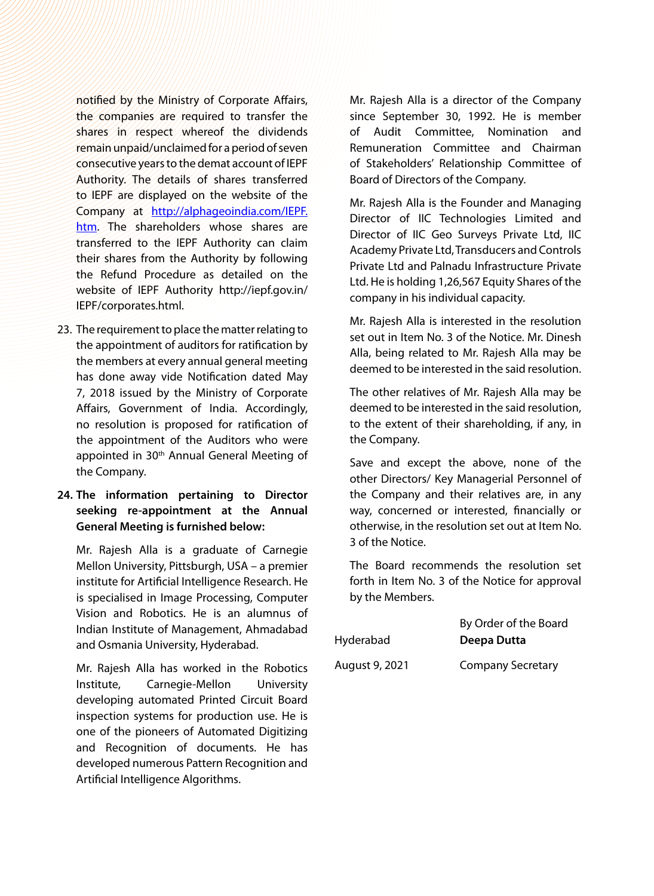notified by the Ministry of Corporate Affairs, the companies are required to transfer the shares in respect whereof the dividends remain unpaid/unclaimed for a period of seven consecutive years to the demat account of IEPF Authority. The details of shares transferred to IEPF are displayed on the website of the Company at [http://alphageoindia.com/IEPF.htm](http://alphageoindia.com/IEPF.htm). The shareholders whose shares are transferred to the IEPF Authority can claim their shares from the Authority by following the Refund Procedure as detailed on the website of IEPF Authority http://iepf.gov.in/IEPF/corporates.html.

23. The requirement to place the matter relating to the appointment of auditors for ratification by the members at every annual general meeting has done away vide Notification dated May 7, 2018 issued by the Ministry of Corporate Affairs, Government of India. Accordingly, no resolution is proposed for ratification of the appointment of the Auditors who were appointed in 30th Annual General Meeting of the Company.

24. **The information pertaining to Director seeking re-appointment at the Annual General Meeting is furnished below:**

    Mr. Rajesh Alla is a graduate of Carnegie Mellon University, Pittsburgh, USA – a premier institute for Artificial Intelligence Research. He is specialised in Image Processing, Computer Vision and Robotics. He is an alumnus of Indian Institute of Management, Ahmadabad and Osmania University, Hyderabad.

    Mr. Rajesh Alla has worked in the Robotics Institute, Carnegie-Mellon University developing automated Printed Circuit Board inspection systems for production use. He is one of the pioneers of Automated Digitizing and Recognition of documents. He has developed numerous Pattern Recognition and Artificial Intelligence Algorithms.

    Mr. Rajesh Alla is a director of the Company since September 30, 1992. He is member of Audit Committee, Nomination and Remuneration Committee and Chairman of Stakeholders' Relationship Committee of Board of Directors of the Company.

    Mr. Rajesh Alla is the Founder and Managing Director of IIC Technologies Limited and Director of IIC Geo Surveys Private Ltd, IIC Academy Private Ltd, Transducers and Controls Private Ltd and Palnadu Infrastructure Private Ltd. He is holding 1,26,567 Equity Shares of the company in his individual capacity.

    Mr. Rajesh Alla is interested in the resolution set out in Item No. 3 of the Notice. Mr. Dinesh Alla, being related to Mr. Rajesh Alla may be deemed to be interested in the said resolution.

    The other relatives of Mr. Rajesh Alla may be deemed to be interested in the said resolution, to the extent of their shareholding, if any, in the Company.

    Save and except the above, none of the other Directors/ Key Managerial Personnel of the Company and their relatives are, in any way, concerned or interested, financially or otherwise, in the resolution set out at Item No. 3 of the Notice.

    The Board recommends the resolution set forth in Item No. 3 of the Notice for approval by the Members.

Hyderabad
August 9, 2021

By Order of the Board
**Deepa Dutta**
Company Secretary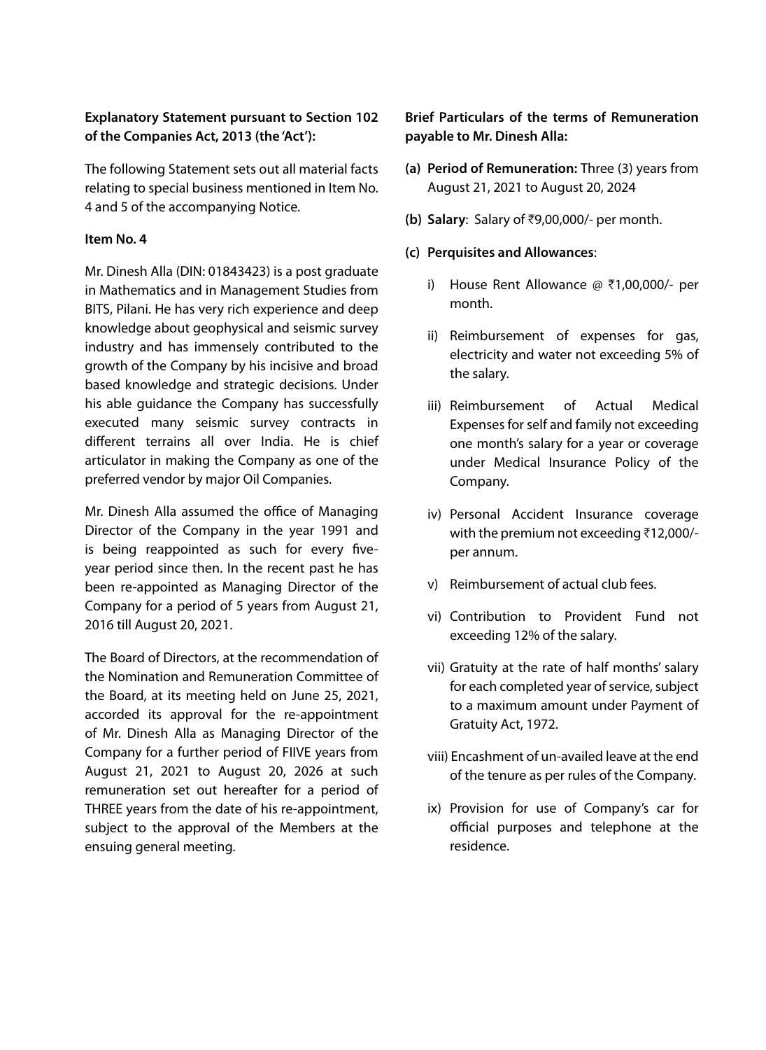**Explanatory Statement pursuant to Section 102 of the Companies Act, 2013 (the 'Act'):**

The following Statement sets out all material facts relating to special business mentioned in Item No. 4 and 5 of the accompanying Notice.

**Item No. 4**

Mr. Dinesh Alla (DIN: 01843423) is a post graduate in Mathematics and in Management Studies from BITS, Pilani. He has very rich experience and deep knowledge about geophysical and seismic survey industry and has immensely contributed to the growth of the Company by his incisive and broad based knowledge and strategic decisions. Under his able guidance the Company has successfully executed many seismic survey contracts in different terrains all over India. He is chief articulator in making the Company as one of the preferred vendor by major Oil Companies.

Mr. Dinesh Alla assumed the office of Managing Director of the Company in the year 1991 and is being reappointed as such for every five-year period since then. In the recent past he has been re-appointed as Managing Director of the Company for a period of 5 years from August 21, 2016 till August 20, 2021.

The Board of Directors, at the recommendation of the Nomination and Remuneration Committee of the Board, at its meeting held on June 25, 2021, accorded its approval for the re-appointment of Mr. Dinesh Alla as Managing Director of the Company for a further period of FIIVE years from August 21, 2021 to August 20, 2026 at such remuneration set out hereafter for a period of THREE years from the date of his re-appointment, subject to the approval of the Members at the ensuing general meeting.

**Brief Particulars of the terms of Remuneration payable to Mr. Dinesh Alla:**

**(a) Period of Remuneration:** Three (3) years from August 21, 2021 to August 20, 2024

**(b) Salary**: Salary of ₹9,00,000/- per month.

**(c) Perquisites and Allowances**:

i) House Rent Allowance @ ₹1,00,000/- per month.

ii) Reimbursement of expenses for gas, electricity and water not exceeding 5% of the salary.

iii) Reimbursement of Actual Medical Expenses for self and family not exceeding one month's salary for a year or coverage under Medical Insurance Policy of the Company.

iv) Personal Accident Insurance coverage with the premium not exceeding ₹12,000/- per annum.

v) Reimbursement of actual club fees.

vi) Contribution to Provident Fund not exceeding 12% of the salary.

vii) Gratuity at the rate of half months' salary for each completed year of service, subject to a maximum amount under Payment of Gratuity Act, 1972.

viii) Encashment of un-availed leave at the end of the tenure as per rules of the Company.

ix) Provision for use of Company's car for official purposes and telephone at the residence.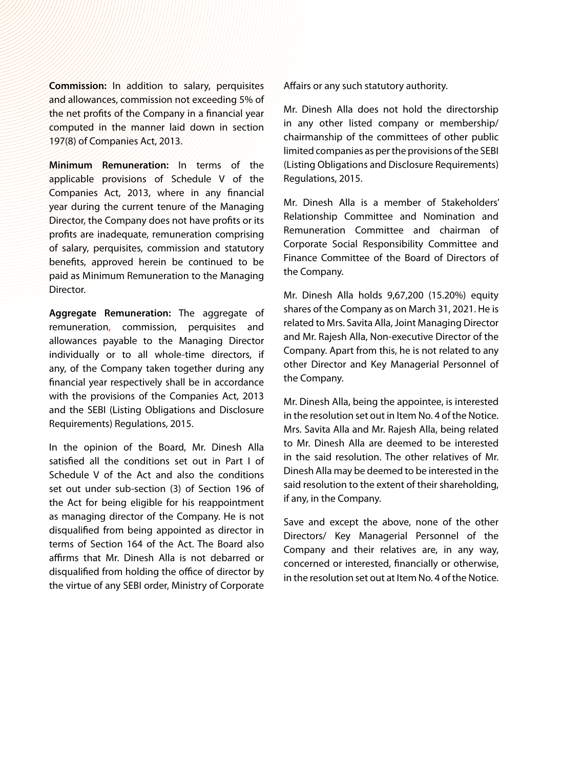**Commission:** In addition to salary, perquisites and allowances, commission not exceeding 5% of the net profits of the Company in a financial year computed in the manner laid down in section 197(8) of Companies Act, 2013.

**Minimum Remuneration:** In terms of the applicable provisions of Schedule V of the Companies Act, 2013, where in any financial year during the current tenure of the Managing Director, the Company does not have profits or its profits are inadequate, remuneration comprising of salary, perquisites, commission and statutory benefits, approved herein be continued to be paid as Minimum Remuneration to the Managing Director.

**Aggregate Remuneration:** The aggregate of remuneration, commission, perquisites and allowances payable to the Managing Director individually or to all whole-time directors, if any, of the Company taken together during any financial year respectively shall be in accordance with the provisions of the Companies Act, 2013 and the SEBI (Listing Obligations and Disclosure Requirements) Regulations, 2015.

In the opinion of the Board, Mr. Dinesh Alla satisfied all the conditions set out in Part I of Schedule V of the Act and also the conditions set out under sub-section (3) of Section 196 of the Act for being eligible for his reappointment as managing director of the Company. He is not disqualified from being appointed as director in terms of Section 164 of the Act. The Board also affirms that Mr. Dinesh Alla is not debarred or disqualified from holding the office of director by the virtue of any SEBI order, Ministry of Corporate Affairs or any such statutory authority.

Mr. Dinesh Alla does not hold the directorship in any other listed company or membership/ chairmanship of the committees of other public limited companies as per the provisions of the SEBI (Listing Obligations and Disclosure Requirements) Regulations, 2015.

Mr. Dinesh Alla is a member of Stakeholders' Relationship Committee and Nomination and Remuneration Committee and chairman of Corporate Social Responsibility Committee and Finance Committee of the Board of Directors of the Company.

Mr. Dinesh Alla holds 9,67,200 (15.20%) equity shares of the Company as on March 31, 2021. He is related to Mrs. Savita Alla, Joint Managing Director and Mr. Rajesh Alla, Non-executive Director of the Company. Apart from this, he is not related to any other Director and Key Managerial Personnel of the Company.

Mr. Dinesh Alla, being the appointee, is interested in the resolution set out in Item No. 4 of the Notice. Mrs. Savita Alla and Mr. Rajesh Alla, being related to Mr. Dinesh Alla are deemed to be interested in the said resolution. The other relatives of Mr. Dinesh Alla may be deemed to be interested in the said resolution to the extent of their shareholding, if any, in the Company.

Save and except the above, none of the other Directors/ Key Managerial Personnel of the Company and their relatives are, in any way, concerned or interested, financially or otherwise, in the resolution set out at Item No. 4 of the Notice.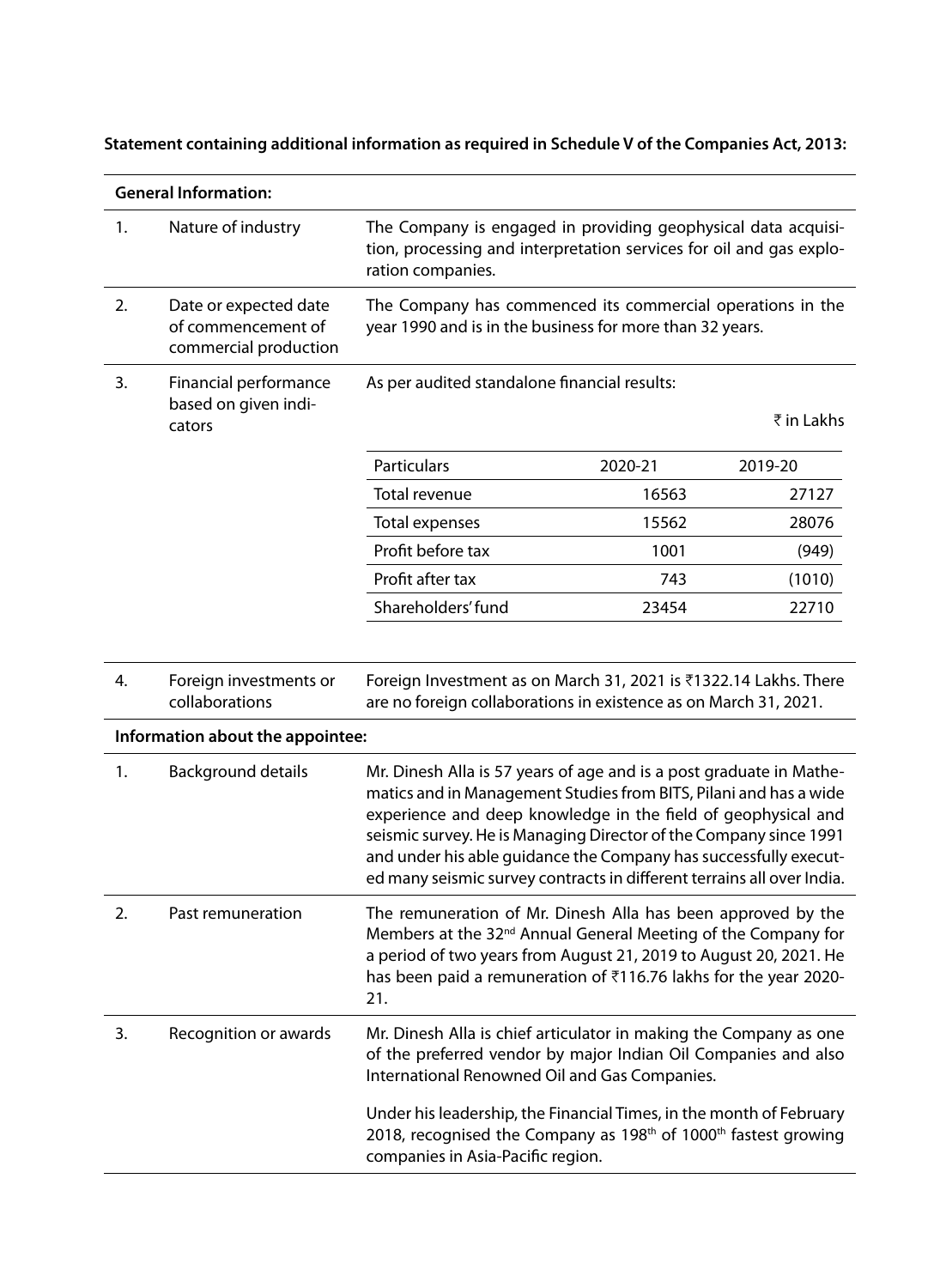**Statement containing additional information as required in Schedule V of the Companies Act, 2013:**

| **General Information:** | | |
|---|---|---|
| 1. | Nature of industry | The Company is engaged in providing geophysical data acquisition, processing and interpretation services for oil and gas exploration companies. |
| 2. | Date or expected date of commencement of commercial production | The Company has commenced its commercial operations in the year 1990 and is in the business for more than 32 years. |
| 3. | Financial performance based on given indicators | As per audited standalone financial results: |

₹ in Lakhs

| Particulars | 2020-21 | 2019-20 |
|---|---|---|
| Total revenue | 16563 | 27127 |
| Total expenses | 15562 | 28076 |
| Profit before tax | 1001 | (949) |
| Profit after tax | 743 | (1010) |
| Shareholders' fund | 23454 | 22710 |

| | | |
|---|---|---|
| 4. | Foreign investments or collaborations | Foreign Investment as on March 31, 2021 is ₹1322.14 Lakhs. There are no foreign collaborations in existence as on March 31, 2021. |
| **Information about the appointee:** | | |
| 1. | Background details | Mr. Dinesh Alla is 57 years of age and is a post graduate in Mathematics and in Management Studies from BITS, Pilani and has a wide experience and deep knowledge in the field of geophysical and seismic survey. He is Managing Director of the Company since 1991 and under his able guidance the Company has successfully executed many seismic survey contracts in different terrains all over India. |
| 2. | Past remuneration | The remuneration of Mr. Dinesh Alla has been approved by the Members at the 32nd Annual General Meeting of the Company for a period of two years from August 21, 2019 to August 20, 2021. He has been paid a remuneration of ₹116.76 lakhs for the year 2020-21. |
| 3. | Recognition or awards | Mr. Dinesh Alla is chief articulator in making the Company as one of the preferred vendor by major Indian Oil Companies and also International Renowned Oil and Gas Companies.<br><br>Under his leadership, the Financial Times, in the month of February 2018, recognised the Company as 198th of 1000th fastest growing companies in Asia-Pacific region. |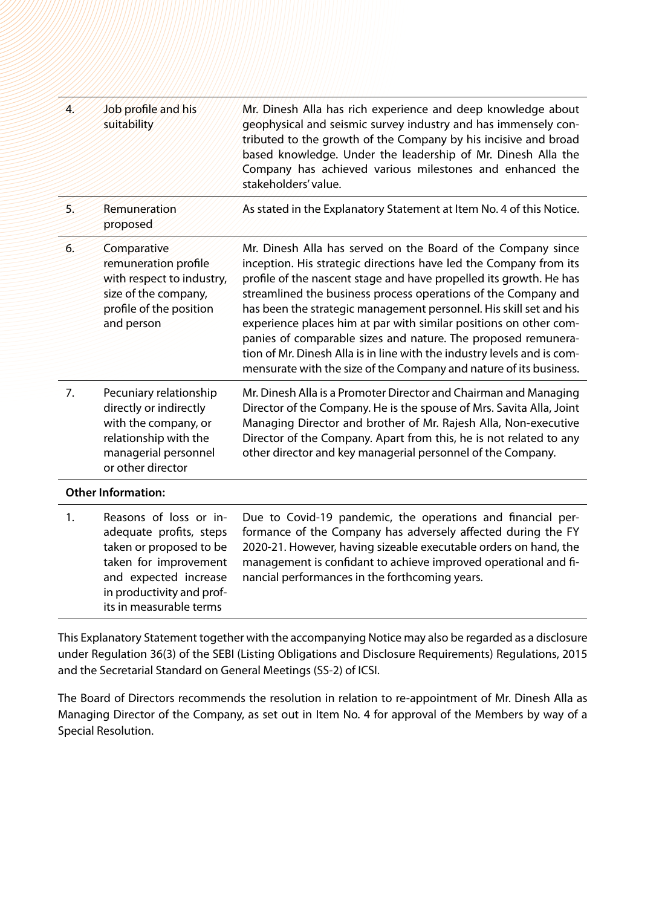| | | |
|---|---|---|
| 4. | Job profile and his suitability | Mr. Dinesh Alla has rich experience and deep knowledge about geophysical and seismic survey industry and has immensely contributed to the growth of the Company by his incisive and broad based knowledge. Under the leadership of Mr. Dinesh Alla the Company has achieved various milestones and enhanced the stakeholders' value. |
| 5. | Remuneration proposed | As stated in the Explanatory Statement at Item No. 4 of this Notice. |
| 6. | Comparative remuneration profile with respect to industry, size of the company, profile of the position and person | Mr. Dinesh Alla has served on the Board of the Company since inception. His strategic directions have led the Company from its profile of the nascent stage and have propelled its growth. He has streamlined the business process operations of the Company and has been the strategic management personnel. His skill set and his experience places him at par with similar positions on other companies of comparable sizes and nature. The proposed remuneration of Mr. Dinesh Alla is in line with the industry levels and is commensurate with the size of the Company and nature of its business. |
| 7. | Pecuniary relationship directly or indirectly with the company, or relationship with the managerial personnel or other director | Mr. Dinesh Alla is a Promoter Director and Chairman and Managing Director of the Company. He is the spouse of Mrs. Savita Alla, Joint Managing Director and brother of Mr. Rajesh Alla, Non-executive Director of the Company. Apart from this, he is not related to any other director and key managerial personnel of the Company. |
| **Other Information:** | | |
| 1. | Reasons of loss or inadequate profits, steps taken or proposed to be taken for improvement and expected increase in productivity and profits in measurable terms | Due to Covid-19 pandemic, the operations and financial performance of the Company has adversely affected during the FY 2020-21. However, having sizeable executable orders on hand, the management is confidant to achieve improved operational and financial performances in the forthcoming years. |

This Explanatory Statement together with the accompanying Notice may also be regarded as a disclosure under Regulation 36(3) of the SEBI (Listing Obligations and Disclosure Requirements) Regulations, 2015 and the Secretarial Standard on General Meetings (SS-2) of ICSI.

The Board of Directors recommends the resolution in relation to re-appointment of Mr. Dinesh Alla as Managing Director of the Company, as set out in Item No. 4 for approval of the Members by way of a Special Resolution.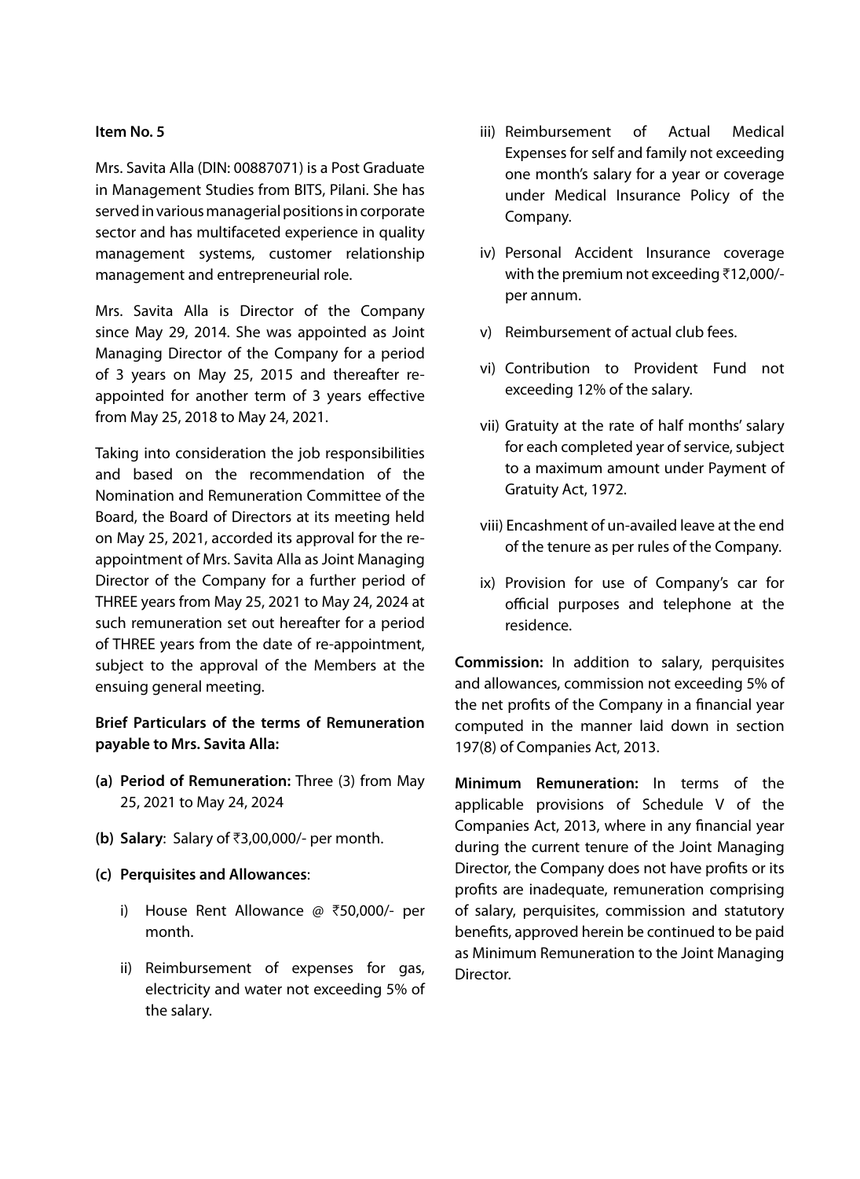**Item No. 5**

Mrs. Savita Alla (DIN: 00887071) is a Post Graduate in Management Studies from BITS, Pilani. She has served in various managerial positions in corporate sector and has multifaceted experience in quality management systems, customer relationship management and entrepreneurial role.

Mrs. Savita Alla is Director of the Company since May 29, 2014. She was appointed as Joint Managing Director of the Company for a period of 3 years on May 25, 2015 and thereafter re-appointed for another term of 3 years effective from May 25, 2018 to May 24, 2021.

Taking into consideration the job responsibilities and based on the recommendation of the Nomination and Remuneration Committee of the Board, the Board of Directors at its meeting held on May 25, 2021, accorded its approval for the re-appointment of Mrs. Savita Alla as Joint Managing Director of the Company for a further period of THREE years from May 25, 2021 to May 24, 2024 at such remuneration set out hereafter for a period of THREE years from the date of re-appointment, subject to the approval of the Members at the ensuing general meeting.

**Brief Particulars of the terms of Remuneration payable to Mrs. Savita Alla:**

**(a) Period of Remuneration:** Three (3) from May 25, 2021 to May 24, 2024

**(b) Salary**: Salary of ₹3,00,000/- per month.

**(c) Perquisites and Allowances**:

i) House Rent Allowance @ ₹50,000/- per month.

ii) Reimbursement of expenses for gas, electricity and water not exceeding 5% of the salary.

iii) Reimbursement of Actual Medical Expenses for self and family not exceeding one month's salary for a year or coverage under Medical Insurance Policy of the Company.

iv) Personal Accident Insurance coverage with the premium not exceeding ₹12,000/- per annum.

v) Reimbursement of actual club fees.

vi) Contribution to Provident Fund not exceeding 12% of the salary.

vii) Gratuity at the rate of half months' salary for each completed year of service, subject to a maximum amount under Payment of Gratuity Act, 1972.

viii) Encashment of un-availed leave at the end of the tenure as per rules of the Company.

ix) Provision for use of Company's car for official purposes and telephone at the residence.

**Commission:** In addition to salary, perquisites and allowances, commission not exceeding 5% of the net profits of the Company in a financial year computed in the manner laid down in section 197(8) of Companies Act, 2013.

**Minimum Remuneration:** In terms of the applicable provisions of Schedule V of the Companies Act, 2013, where in any financial year during the current tenure of the Joint Managing Director, the Company does not have profits or its profits are inadequate, remuneration comprising of salary, perquisites, commission and statutory benefits, approved herein be continued to be paid as Minimum Remuneration to the Joint Managing Director.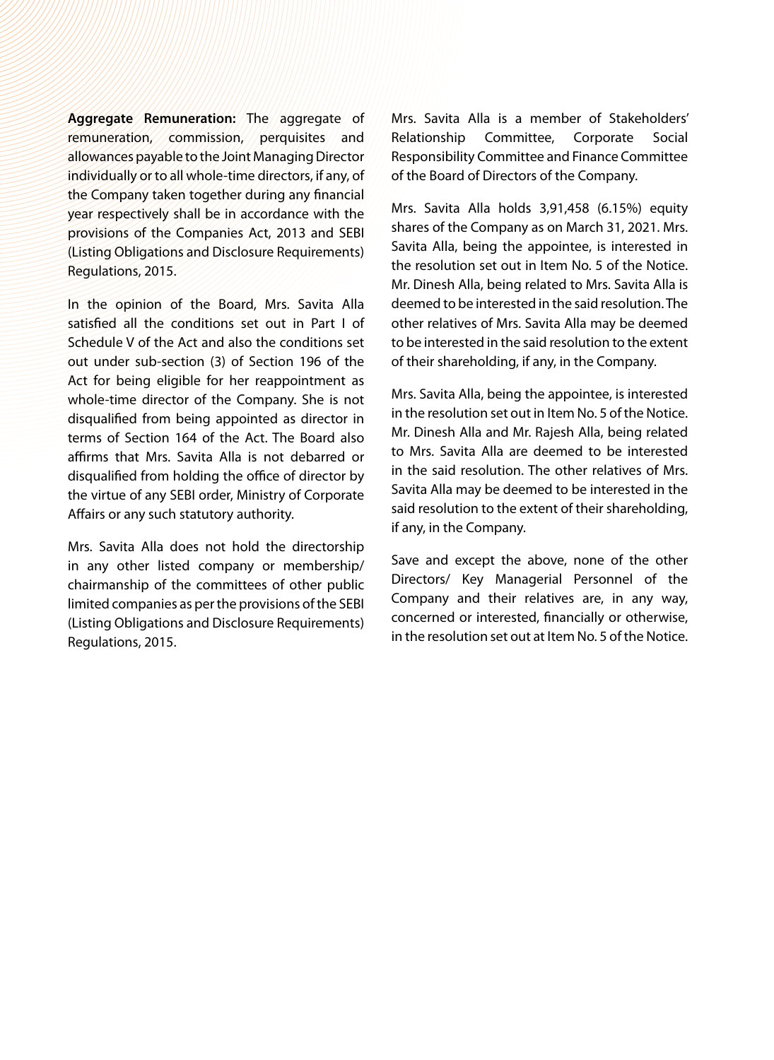**Aggregate Remuneration:** The aggregate of remuneration, commission, perquisites and allowances payable to the Joint Managing Director individually or to all whole-time directors, if any, of the Company taken together during any financial year respectively shall be in accordance with the provisions of the Companies Act, 2013 and SEBI (Listing Obligations and Disclosure Requirements) Regulations, 2015.

In the opinion of the Board, Mrs. Savita Alla satisfied all the conditions set out in Part I of Schedule V of the Act and also the conditions set out under sub-section (3) of Section 196 of the Act for being eligible for her reappointment as whole-time director of the Company. She is not disqualified from being appointed as director in terms of Section 164 of the Act. The Board also affirms that Mrs. Savita Alla is not debarred or disqualified from holding the office of director by the virtue of any SEBI order, Ministry of Corporate Affairs or any such statutory authority.

Mrs. Savita Alla does not hold the directorship in any other listed company or membership/ chairmanship of the committees of other public limited companies as per the provisions of the SEBI (Listing Obligations and Disclosure Requirements) Regulations, 2015.

Mrs. Savita Alla is a member of Stakeholders' Relationship Committee, Corporate Social Responsibility Committee and Finance Committee of the Board of Directors of the Company.

Mrs. Savita Alla holds 3,91,458 (6.15%) equity shares of the Company as on March 31, 2021. Mrs. Savita Alla, being the appointee, is interested in the resolution set out in Item No. 5 of the Notice. Mr. Dinesh Alla, being related to Mrs. Savita Alla is deemed to be interested in the said resolution. The other relatives of Mrs. Savita Alla may be deemed to be interested in the said resolution to the extent of their shareholding, if any, in the Company.

Mrs. Savita Alla, being the appointee, is interested in the resolution set out in Item No. 5 of the Notice. Mr. Dinesh Alla and Mr. Rajesh Alla, being related to Mrs. Savita Alla are deemed to be interested in the said resolution. The other relatives of Mrs. Savita Alla may be deemed to be interested in the said resolution to the extent of their shareholding, if any, in the Company.

Save and except the above, none of the other Directors/ Key Managerial Personnel of the Company and their relatives are, in any way, concerned or interested, financially or otherwise, in the resolution set out at Item No. 5 of the Notice.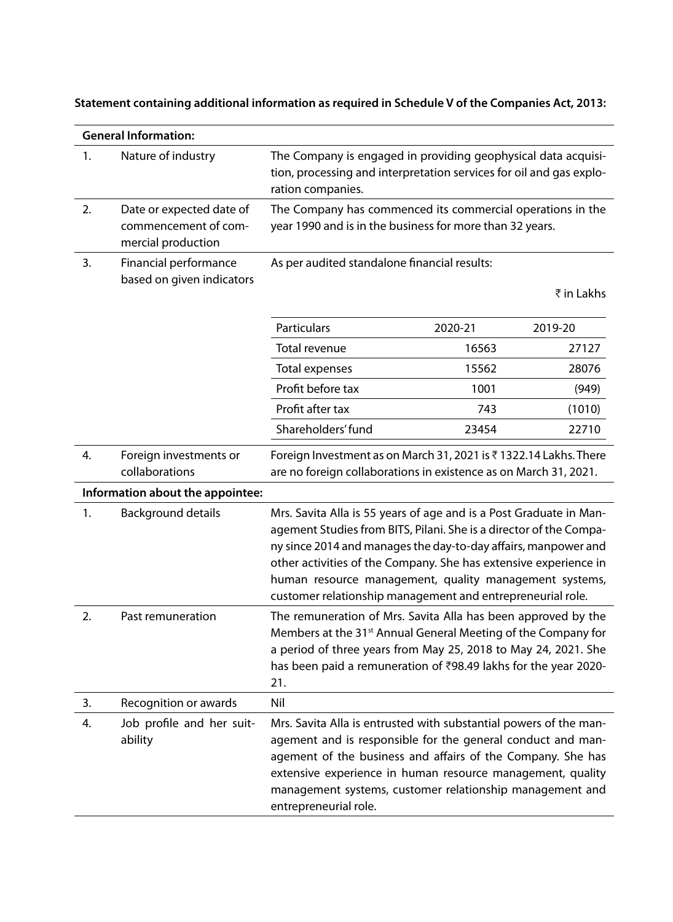**Statement containing additional information as required in Schedule V of the Companies Act, 2013:**

| **General Information:** | | |
|---|---|---|
| 1. | Nature of industry | The Company is engaged in providing geophysical data acquisition, processing and interpretation services for oil and gas exploration companies. |
| 2. | Date or expected date of commencement of commercial production | The Company has commenced its commercial operations in the year 1990 and is in the business for more than 32 years. |
| 3. | Financial performance based on given indicators | As per audited standalone financial results: ₹ in Lakhs (see table below) |
| 4. | Foreign investments or collaborations | Foreign Investment as on March 31, 2021 is ₹ 1322.14 Lakhs. There are no foreign collaborations in existence as on March 31, 2021. |
| **Information about the appointee:** | | |
| 1. | Background details | Mrs. Savita Alla is 55 years of age and is a Post Graduate in Management Studies from BITS, Pilani. She is a director of the Company since 2014 and manages the day-to-day affairs, manpower and other activities of the Company. She has extensive experience in human resource management, quality management systems, customer relationship management and entrepreneurial role. |
| 2. | Past remuneration | The remuneration of Mrs. Savita Alla has been approved by the Members at the 31st Annual General Meeting of the Company for a period of three years from May 25, 2018 to May 24, 2021. She has been paid a remuneration of ₹98.49 lakhs for the year 2020-21. |
| 3. | Recognition or awards | Nil |
| 4. | Job profile and her suitability | Mrs. Savita Alla is entrusted with substantial powers of the management and is responsible for the general conduct and management of the business and affairs of the Company. She has extensive experience in human resource management, quality management systems, customer relationship management and entrepreneurial role. |

₹ in Lakhs

| Particulars | 2020-21 | 2019-20 |
|---|---:|---:|
| Total revenue | 16563 | 27127 |
| Total expenses | 15562 | 28076 |
| Profit before tax | 1001 | (949) |
| Profit after tax | 743 | (1010) |
| Shareholders' fund | 23454 | 22710 |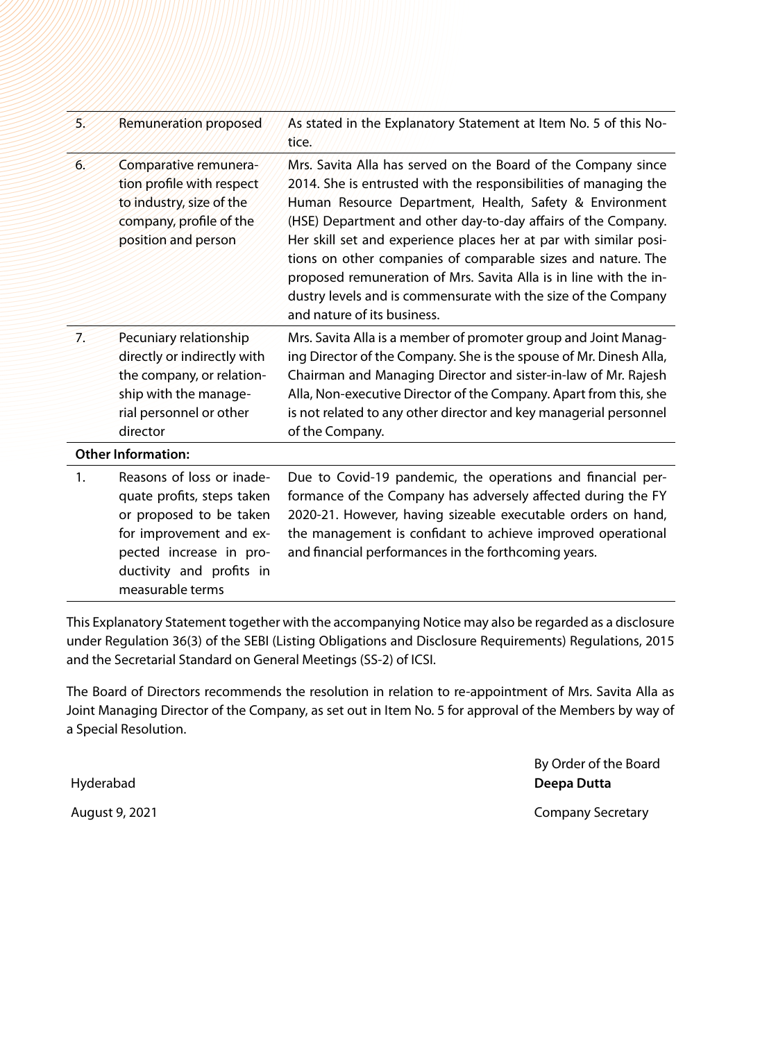| | | |
|---|---|---|
| 5. | Remuneration proposed | As stated in the Explanatory Statement at Item No. 5 of this Notice. |
| 6. | Comparative remuneration profile with respect to industry, size of the company, profile of the position and person | Mrs. Savita Alla has served on the Board of the Company since 2014. She is entrusted with the responsibilities of managing the Human Resource Department, Health, Safety & Environment (HSE) Department and other day-to-day affairs of the Company. Her skill set and experience places her at par with similar positions on other companies of comparable sizes and nature. The proposed remuneration of Mrs. Savita Alla is in line with the industry levels and is commensurate with the size of the Company and nature of its business. |
| 7. | Pecuniary relationship directly or indirectly with the company, or relationship with the managerial personnel or other director | Mrs. Savita Alla is a member of promoter group and Joint Managing Director of the Company. She is the spouse of Mr. Dinesh Alla, Chairman and Managing Director and sister-in-law of Mr. Rajesh Alla, Non-executive Director of the Company. Apart from this, she is not related to any other director and key managerial personnel of the Company. |
| **Other Information:** | | |
| 1. | Reasons of loss or inadequate profits, steps taken or proposed to be taken for improvement and expected increase in productivity and profits in measurable terms | Due to Covid-19 pandemic, the operations and financial performance of the Company has adversely affected during the FY 2020-21. However, having sizeable executable orders on hand, the management is confidant to achieve improved operational and financial performances in the forthcoming years. |

This Explanatory Statement together with the accompanying Notice may also be regarded as a disclosure under Regulation 36(3) of the SEBI (Listing Obligations and Disclosure Requirements) Regulations, 2015 and the Secretarial Standard on General Meetings (SS-2) of ICSI.

The Board of Directors recommends the resolution in relation to re-appointment of Mrs. Savita Alla as Joint Managing Director of the Company, as set out in Item No. 5 for approval of the Members by way of a Special Resolution.

By Order of the Board

Hyderabad

**Deepa Dutta**

August 9, 2021

Company Secretary